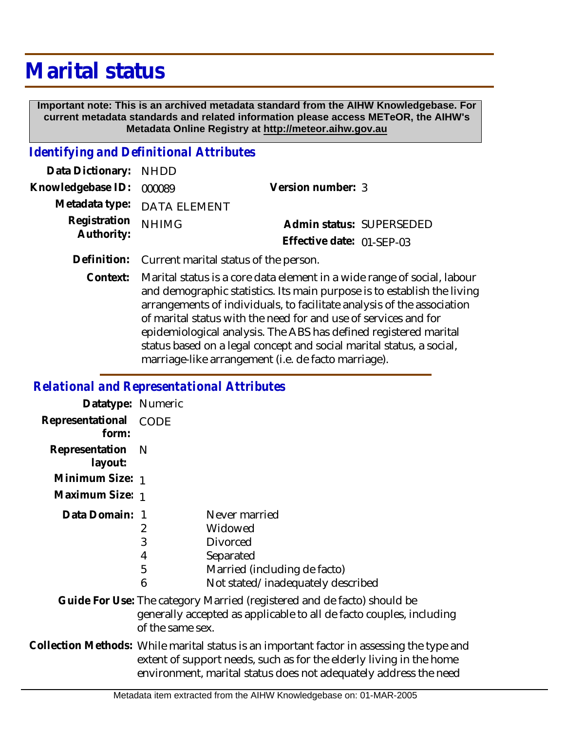# Marital status

**Important note: This is an archived metadata standard from the AIHW Knowledgebase. For current metadata standards and related information please access METeOR, the AIHW's Metadata Online Registry at http://meteor.aihw.gov.au**

## *Identifying and Definitional Attributes*

**Data Dictionary:** NHDD

**Knowledgebase ID:** 000089

**Version number:** 3

**Metadata type:** DATA ELEMENT

**Registration Authority:** NHIMG

**Admin status:** SUPERSEDED

**Effective date:** 01-SEP-03

**Definition:** Current marital status of the person.

**Context:** Marital status is a core data element in a wide range of social, labour and demographic statistics. Its main purpose is to establish the living arrangements of individuals, to facilitate analysis of the association of marital status with the need for and use of services and for epidemiological analysis. The ABS has defined registered marital status based on a legal concept and social marital status, a social, marriage-like arrangement (i.e. de facto marriage).

## *Relational and Representational Attributes*

**Datatype:** Numeric

**Representational form:** CODE

**Representation layout:** N

**Minimum Size:** 1

**Maximum Size:** 1

**Data Domain:**

| Code | Description |
| --- | --- |
| 1 | Never married |
| 2 | Widowed |
| 3 | Divorced |
| 4 | Separated |
| 5 | Married (including de facto) |
| 6 | Not stated/inadequately described |

**Guide For Use:** The category Married (registered and de facto) should be generally accepted as applicable to all de facto couples, including of the same sex.

**Collection Methods:** While marital status is an important factor in assessing the type and extent of support needs, such as for the elderly living in the home environment, marital status does not adequately address the need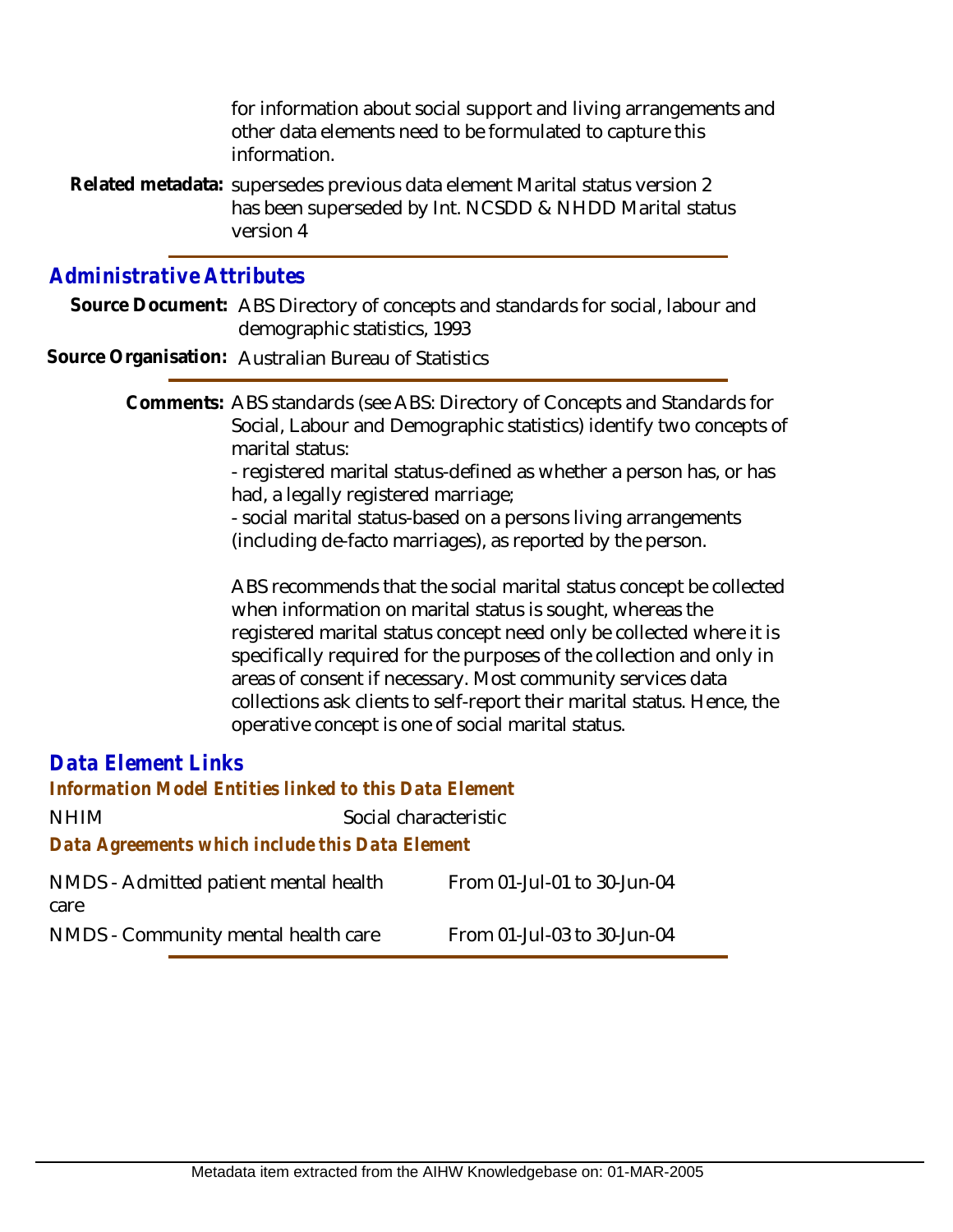for information about social support and living arrangements and other data elements need to be formulated to capture this information.

**Related metadata:** supersedes previous data element Marital status version 2
has been superseded by Int. NCSDD & NHDD Marital status version 4

## Administrative Attributes

**Source Document:** ABS Directory of concepts and standards for social, labour and demographic statistics, 1993

**Source Organisation:** Australian Bureau of Statistics

**Comments:** ABS standards (see ABS: Directory of Concepts and Standards for Social, Labour and Demographic statistics) identify two concepts of marital status:

- registered marital status-defined as whether a person has, or has had, a legally registered marriage;
- social marital status-based on a persons living arrangements (including de-facto marriages), as reported by the person.

ABS recommends that the social marital status concept be collected when information on marital status is sought, whereas the registered marital status concept need only be collected where it is specifically required for the purposes of the collection and only in areas of consent if necessary. Most community services data collections ask clients to self-report their marital status. Hence, the operative concept is one of social marital status.

## Data Element Links

### Information Model Entities linked to this Data Element

| | |
|---|---|
| NHIM | Social characteristic |

### Data Agreements which include this Data Element

| | |
|---|---|
| NMDS - Admitted patient mental health care | From 01-Jul-01 to 30-Jun-04 |
| NMDS - Community mental health care | From 01-Jul-03 to 30-Jun-04 |

Metadata item extracted from the AIHW Knowledgebase on: 01-MAR-2005